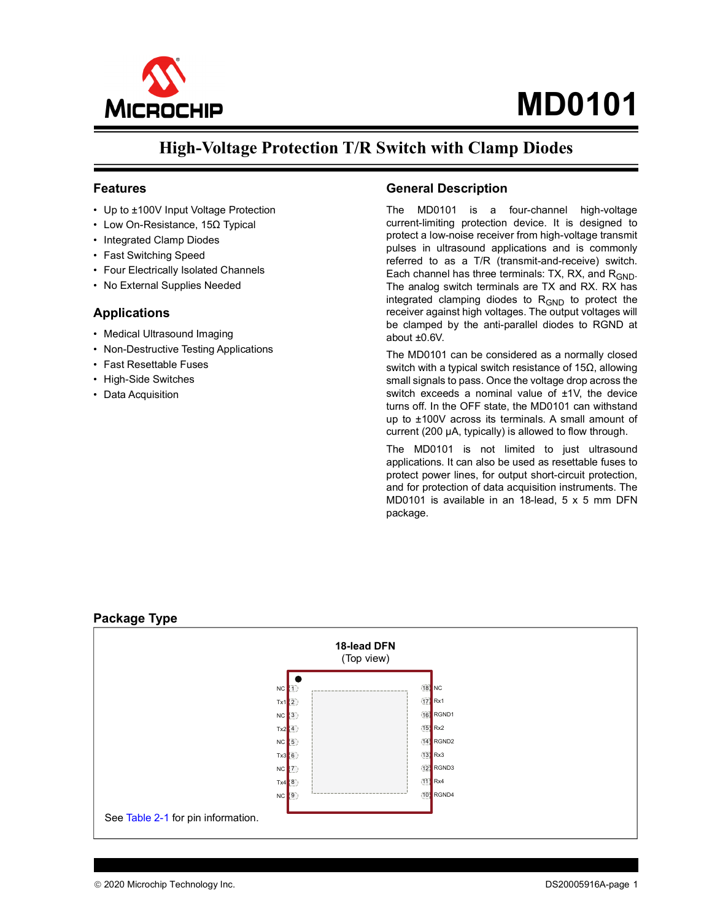# MD0101

## High-Voltage Protection T/R Switch with Clamp Diodes

### Features

- Up to ±100V Input Voltage Protection
- Low On-Resistance, 15Ω Typical
- Integrated Clamp Diodes
- Fast Switching Speed
- Four Electrically Isolated Channels
- No External Supplies Needed

### Applications

- Medical Ultrasound Imaging
- Non-Destructive Testing Applications
- Fast Resettable Fuses
- High-Side Switches
- Data Acquisition

### General Description

The MD0101 is a four-channel high-voltage current-limiting protection device. It is designed to protect a low-noise receiver from high-voltage transmit pulses in ultrasound applications and is commonly referred to as a T/R (transmit-and-receive) switch. Each channel has three terminals: TX, RX, and $R_{GND}$. The analog switch terminals are TX and RX. RX has integrated clamping diodes to $R_{GND}$ to protect the receiver against high voltages. The output voltages will be clamped by the anti-parallel diodes to RGND at about ±0.6V.

The MD0101 can be considered as a normally closed switch with a typical switch resistance of 15Ω, allowing small signals to pass. Once the voltage drop across the switch exceeds a nominal value of ±1V, the device turns off. In the OFF state, the MD0101 can withstand up to ±100V across its terminals. A small amount of current (200 µA, typically) is allowed to flow through.

The MD0101 is not limited to just ultrasound applications. It can also be used as resettable fuses to protect power lines, for output short-circuit protection, and for protection of data acquisition instruments. The MD0101 is available in an 18-lead, 5 x 5 mm DFN package.

### Package Type

**18-lead DFN**
(Top view)

| Pin | Name | | Pin | Name |
|---|---|---|---|---|
| 1 | NC | | 18 | NC |
| 2 | Tx1 | | 17 | Rx1 |
| 3 | NC | | 16 | RGND1 |
| 4 | Tx2 | | 15 | Rx2 |
| 5 | NC | | 14 | RGND2 |
| 6 | Tx3 | | 13 | Rx3 |
| 7 | NC | | 12 | RGND3 |
| 8 | Tx4 | | 11 | Rx4 |
| 9 | NC | | 10 | RGND4 |

See Table 2-1 for pin information.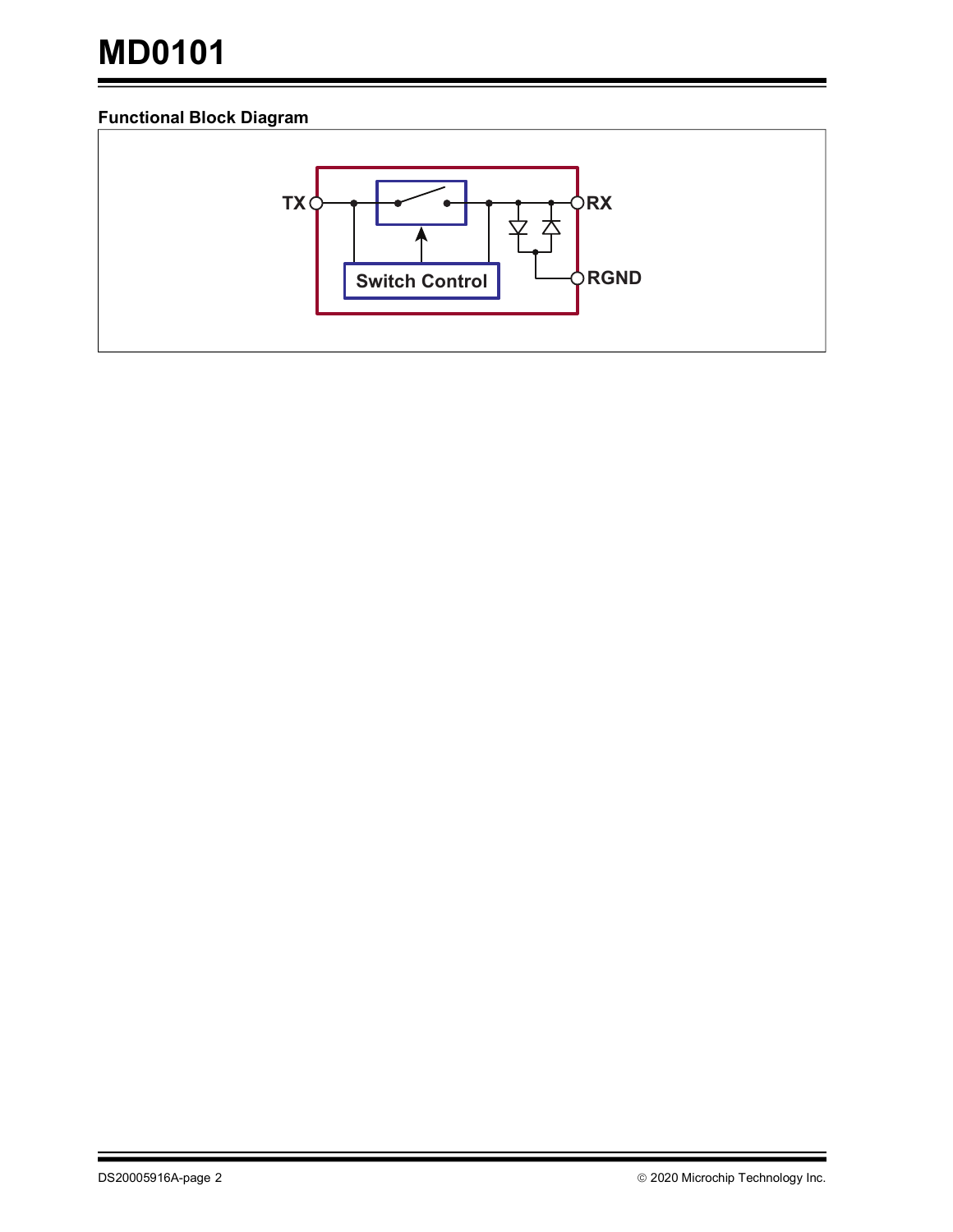### Functional Block Diagram

TX

Switch Control

RX

RGND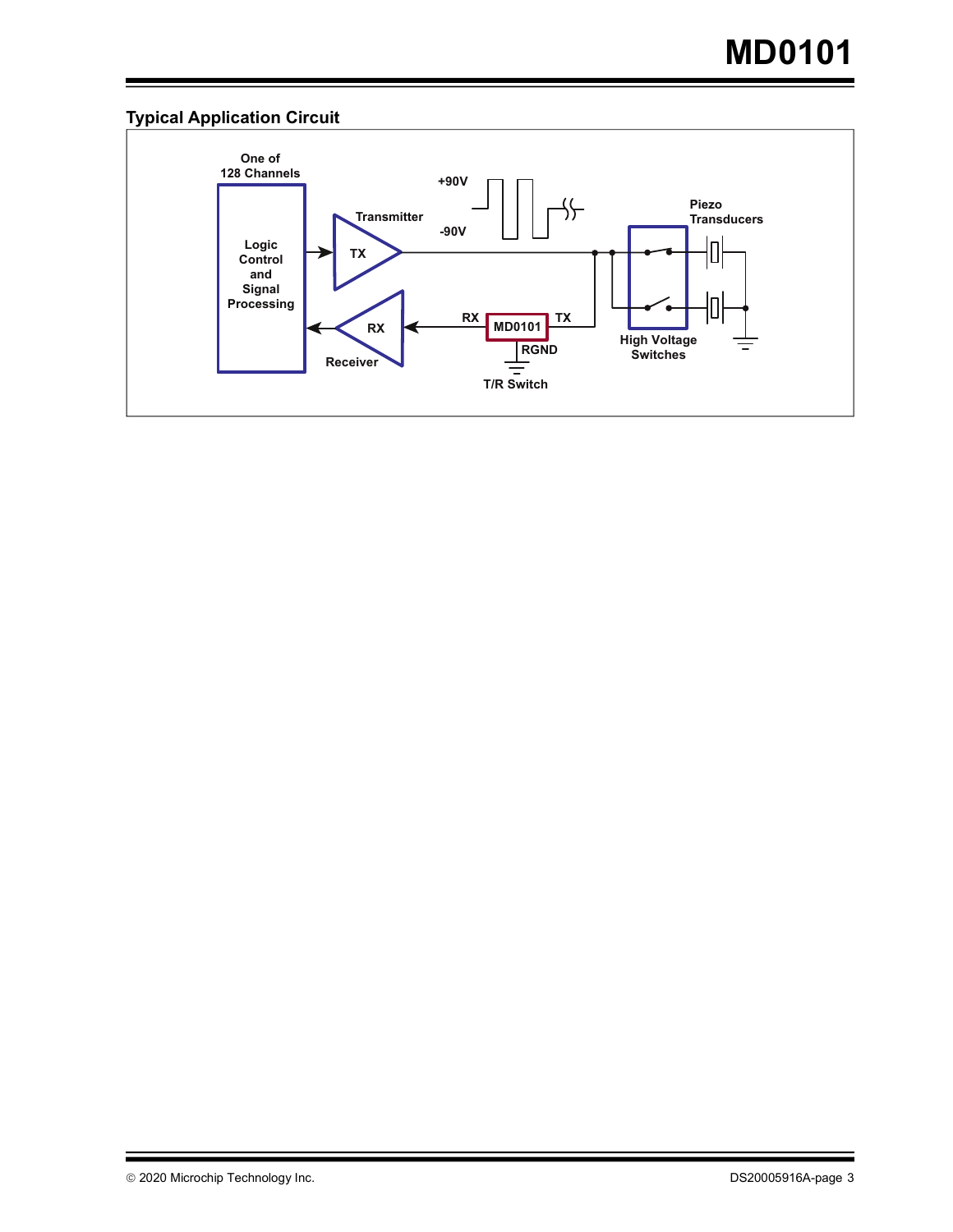## Typical Application Circuit

One of 128 Channels

Logic Control and Signal Processing

Transmitter

TX

+90V

-90V

Piezo Transducers

RX

Receiver

RX

MD0101

TX

RGND

T/R Switch

High Voltage Switches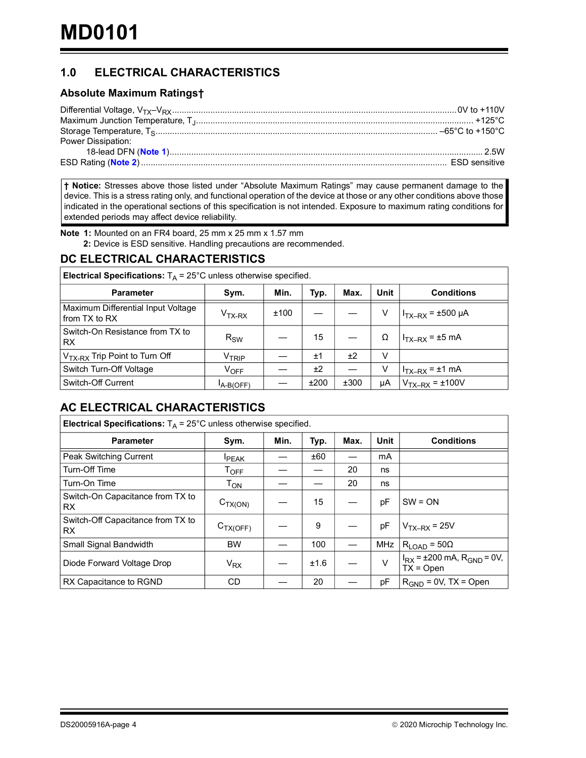## 1.0 ELECTRICAL CHARACTERISTICS

### Absolute Maximum Ratings†

Differential Voltage, $V_{TX}$–$V_{RX}$ ..... 0V to +110V
Maximum Junction Temperature, $T_J$ ..... +125°C
Storage Temperature, $T_S$ ..... –65°C to +150°C
Power Dissipation:
    18-lead DFN (**Note 1**) ..... 2.5W
ESD Rating (**Note 2**) ..... ESD sensitive

**† Notice:** Stresses above those listed under “Absolute Maximum Ratings” may cause permanent damage to the device. This is a stress rating only, and functional operation of the device at those or any other conditions above those indicated in the operational sections of this specification is not intended. Exposure to maximum rating conditions for extended periods may affect device reliability.

**Note 1:** Mounted on an FR4 board, 25 mm x 25 mm x 1.57 mm
**2:** Device is ESD sensitive. Handling precautions are recommended.

## DC ELECTRICAL CHARACTERISTICS

**Electrical Specifications:** $T_A$ = 25°C unless otherwise specified.

| Parameter | Sym. | Min. | Typ. | Max. | Unit | Conditions |
|---|---|---|---|---|---|---|
| Maximum Differential Input Voltage from TX to RX | $V_{TX-RX}$ | ±100 | — | — | V | $I_{TX–RX}$ = ±500 µA |
| Switch-On Resistance from TX to RX | $R_{SW}$ | — | 15 | — | Ω | $I_{TX–RX}$ = ±5 mA |
| $V_{TX-RX}$ Trip Point to Turn Off | $V_{TRIP}$ | — | ±1 | ±2 | V | |
| Switch Turn-Off Voltage | $V_{OFF}$ | — | ±2 | — | V | $I_{TX–RX}$ = ±1 mA |
| Switch-Off Current | $I_{A-B(OFF)}$ | — | ±200 | ±300 | µA | $V_{TX–RX}$ = ±100V |

## AC ELECTRICAL CHARACTERISTICS

**Electrical Specifications:** $T_A$ = 25°C unless otherwise specified.

| Parameter | Sym. | Min. | Typ. | Max. | Unit | Conditions |
|---|---|---|---|---|---|---|
| Peak Switching Current | $I_{PEAK}$ | — | ±60 | — | mA | |
| Turn-Off Time | $T_{OFF}$ | — | — | 20 | ns | |
| Turn-On Time | $T_{ON}$ | — | — | 20 | ns | |
| Switch-On Capacitance from TX to RX | $C_{TX(ON)}$ | — | 15 | — | pF | SW = ON |
| Switch-Off Capacitance from TX to RX | $C_{TX(OFF)}$ | — | 9 | — | pF | $V_{TX–RX}$ = 25V |
| Small Signal Bandwidth | BW | — | 100 | — | MHz | $R_{LOAD}$ = 50Ω |
| Diode Forward Voltage Drop | $V_{RX}$ | — | ±1.6 | — | V | $I_{RX}$ = ±200 mA, $R_{GND}$ = 0V, TX = Open |
| RX Capacitance to RGND | CD | — | 20 | — | pF | $R_{GND}$ = 0V, TX = Open |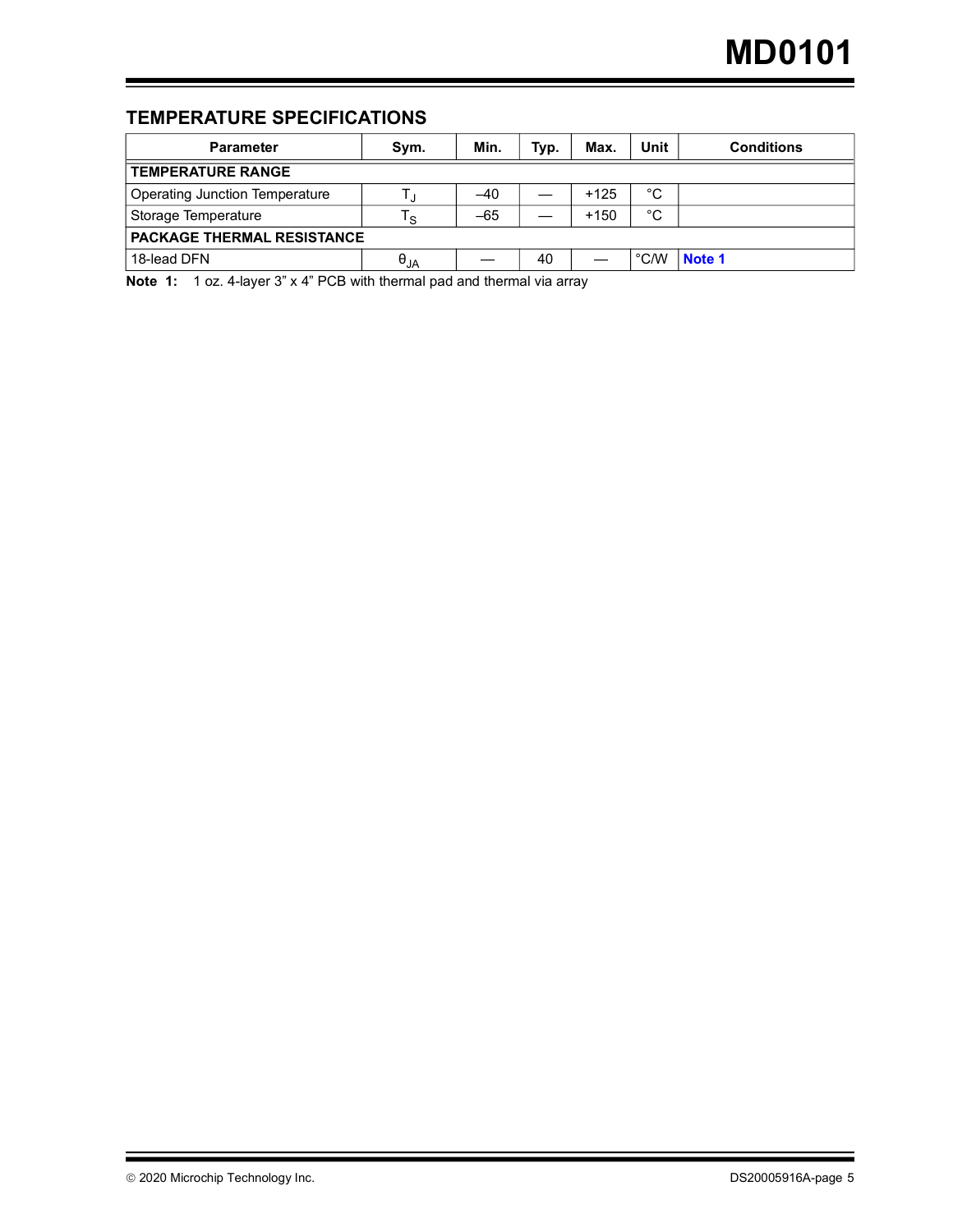## TEMPERATURE SPECIFICATIONS

| Parameter | Sym. | Min. | Typ. | Max. | Unit | Conditions |
|---|---|---|---|---|---|---|
| **TEMPERATURE RANGE** | | | | | | |
| Operating Junction Temperature | $T_J$ | –40 | — | +125 | °C | |
| Storage Temperature | $T_S$ | –65 | — | +150 | °C | |
| **PACKAGE THERMAL RESISTANCE** | | | | | | |
| 18-lead DFN | $\theta_{JA}$ | — | 40 | — | °C/W | **Note 1** |

**Note 1:** 1 oz. 4-layer 3” x 4” PCB with thermal pad and thermal via array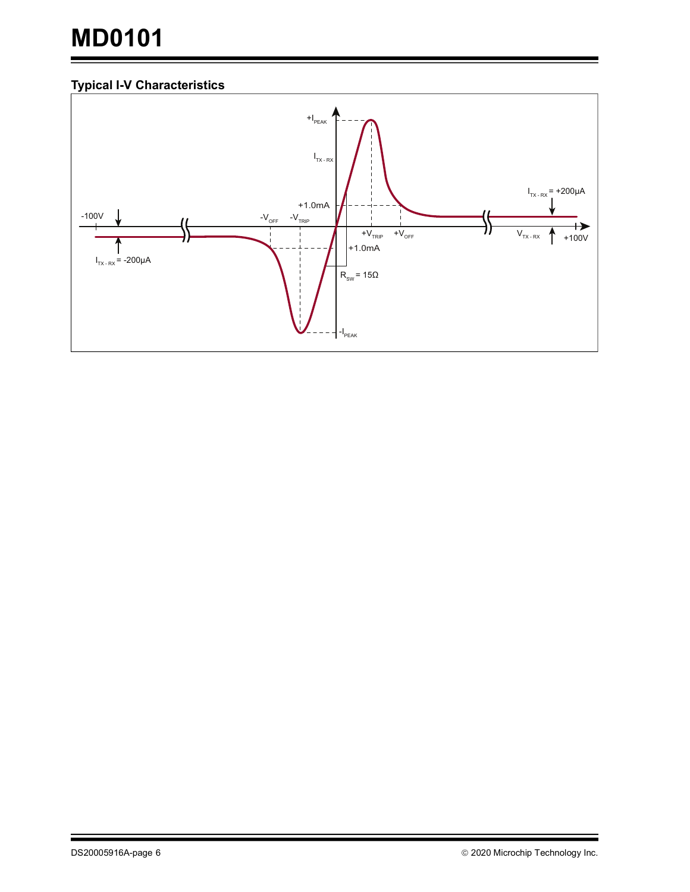### Typical I-V Characteristics

$+I_{PEAK}$

$I_{TX-RX}$

$I_{TX-RX} = +200\mu A$

$+1.0mA$

$-100V$

$-V_{OFF}$ $-V_{TRIP}$

$+V_{TRIP}$ $+V_{OFF}$

$V_{TX-RX}$

$+100V$

$+1.0mA$

$I_{TX-RX} = -200\mu A$

$R_{SW} = 15\Omega$

$-I_{PEAK}$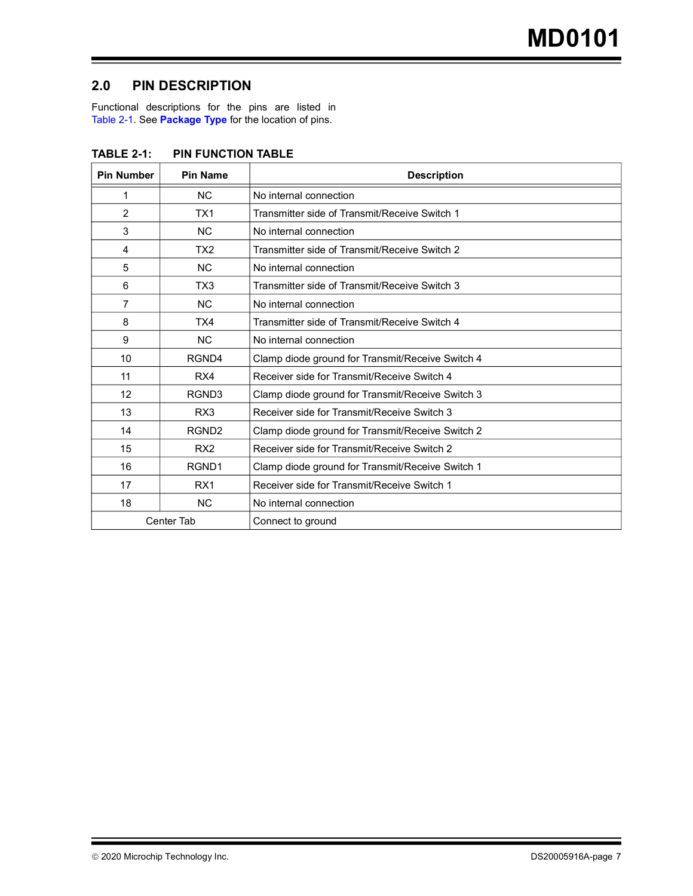## 2.0 PIN DESCRIPTION

Functional descriptions for the pins are listed in Table 2-1. See **Package Type** for the location of pins.

**TABLE 2-1: PIN FUNCTION TABLE**

| Pin Number | Pin Name | Description |
|---|---|---|
| 1 | NC | No internal connection |
| 2 | TX1 | Transmitter side of Transmit/Receive Switch 1 |
| 3 | NC | No internal connection |
| 4 | TX2 | Transmitter side of Transmit/Receive Switch 2 |
| 5 | NC | No internal connection |
| 6 | TX3 | Transmitter side of Transmit/Receive Switch 3 |
| 7 | NC | No internal connection |
| 8 | TX4 | Transmitter side of Transmit/Receive Switch 4 |
| 9 | NC | No internal connection |
| 10 | RGND4 | Clamp diode ground for Transmit/Receive Switch 4 |
| 11 | RX4 | Receiver side for Transmit/Receive Switch 4 |
| 12 | RGND3 | Clamp diode ground for Transmit/Receive Switch 3 |
| 13 | RX3 | Receiver side for Transmit/Receive Switch 3 |
| 14 | RGND2 | Clamp diode ground for Transmit/Receive Switch 2 |
| 15 | RX2 | Receiver side for Transmit/Receive Switch 2 |
| 16 | RGND1 | Clamp diode ground for Transmit/Receive Switch 1 |
| 17 | RX1 | Receiver side for Transmit/Receive Switch 1 |
| 18 | NC | No internal connection |
| Center Tab | | Connect to ground |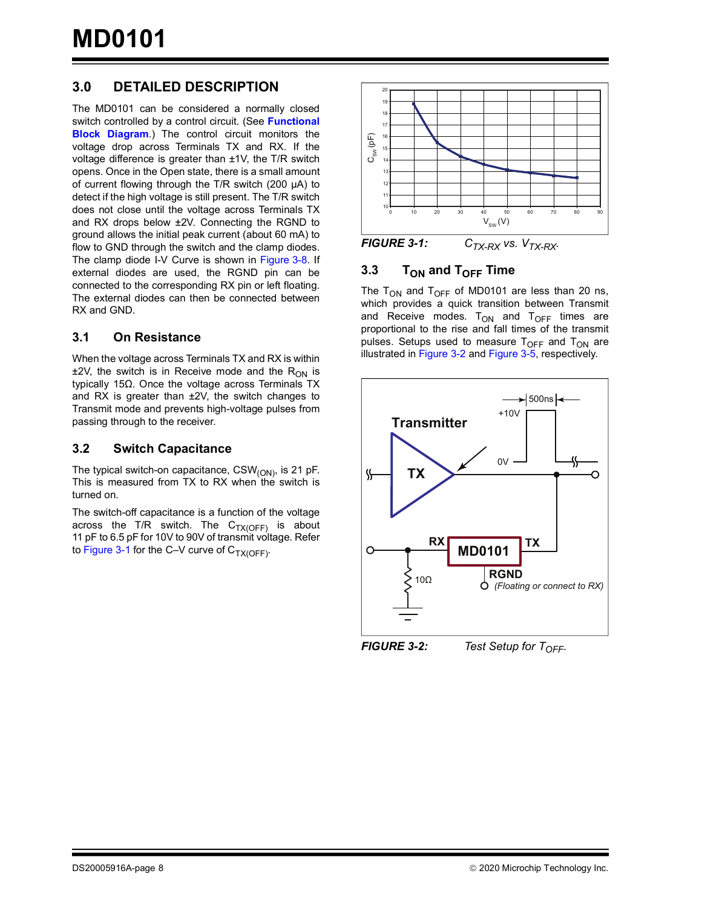## 3.0 DETAILED DESCRIPTION

The MD0101 can be considered a normally closed switch controlled by a control circuit. (See **Functional Block Diagram**.) The control circuit monitors the voltage drop across Terminals TX and RX. If the voltage difference is greater than ±1V, the T/R switch opens. Once in the Open state, there is a small amount of current flowing through the T/R switch (200 µA) to detect if the high voltage is still present. The T/R switch does not close until the voltage across Terminals TX and RX drops below ±2V. Connecting the RGND to ground allows the initial peak current (about 60 mA) to flow to GND through the switch and the clamp diodes. The clamp diode I-V Curve is shown in Figure 3-8. If external diodes are used, the RGND pin can be connected to the corresponding RX pin or left floating. The external diodes can then be connected between RX and GND.

### 3.1 On Resistance

When the voltage across Terminals TX and RX is within ±2V, the switch is in Receive mode and the $R_{ON}$ is typically 15Ω. Once the voltage across Terminals TX and RX is greater than ±2V, the switch changes to Transmit mode and prevents high-voltage pulses from passing through to the receiver.

### 3.2 Switch Capacitance

The typical switch-on capacitance, $CSW_{(ON)}$, is 21 pF. This is measured from TX to RX when the switch is turned on.

The switch-off capacitance is a function of the voltage across the T/R switch. The $C_{TX(OFF)}$ is about 11 pF to 6.5 pF for 10V to 90V of transmit voltage. Refer to Figure 3-1 for the C–V curve of $C_{TX(OFF)}$.

**FIGURE 3-1:** *$C_{TX\text{-}RX}$ vs. $V_{TX\text{-}RX}$.*

### 3.3 $T_{ON}$ and $T_{OFF}$ Time

The $T_{ON}$ and $T_{OFF}$ of MD0101 are less than 20 ns, which provides a quick transition between Transmit and Receive modes. $T_{ON}$ and $T_{OFF}$ times are proportional to the rise and fall times of the transmit pulses. Setups used to measure $T_{OFF}$ and $T_{ON}$ are illustrated in Figure 3-2 and Figure 3-5, respectively.

**FIGURE 3-2:** *Test Setup for $T_{OFF}$.*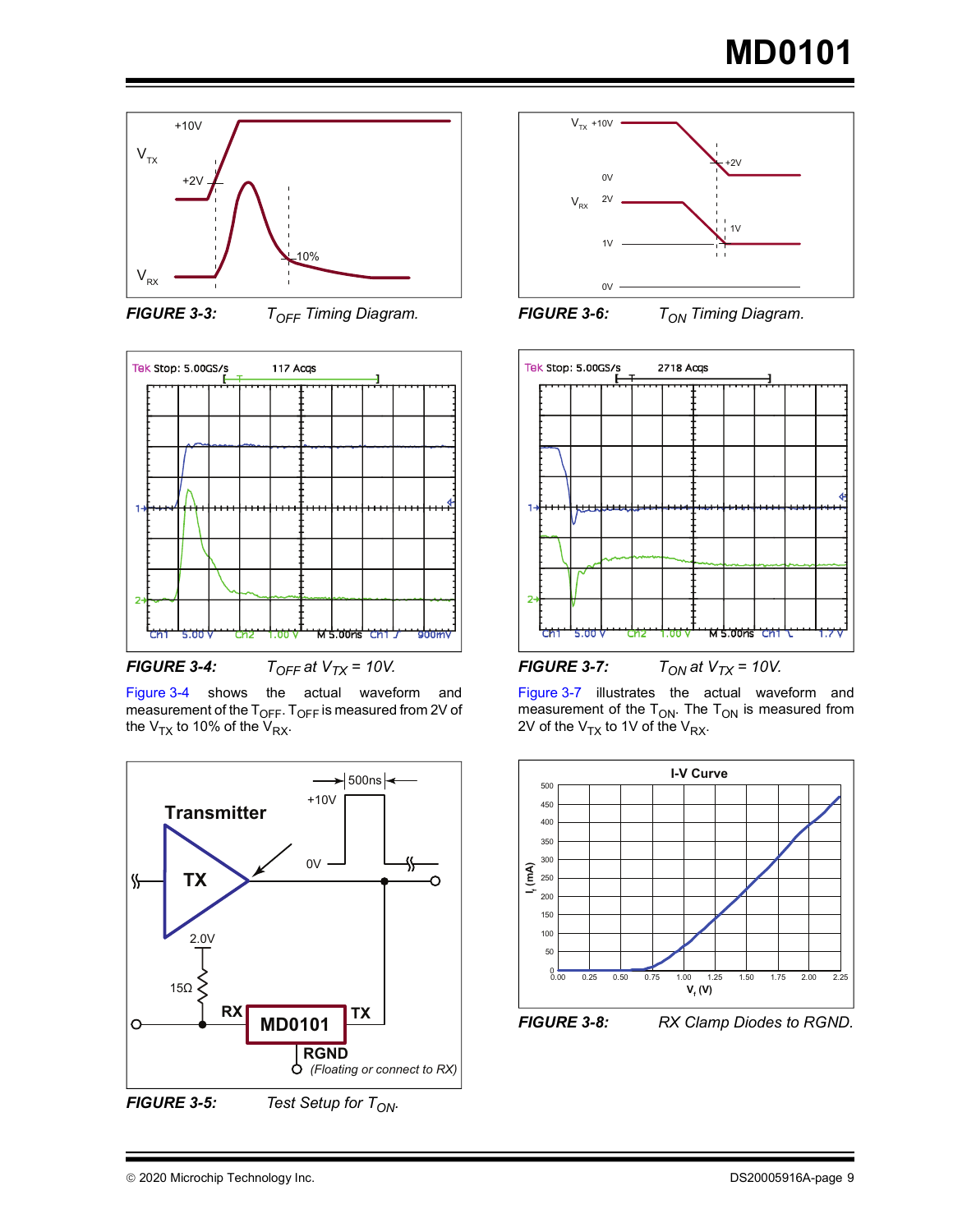**FIGURE 3-3:** $T_{OFF}$ Timing Diagram.

**FIGURE 3-6:** $T_{ON}$ Timing Diagram.

**FIGURE 3-4:** $T_{OFF}$ at $V_{TX}$ = 10V.

Figure 3-4 shows the actual waveform and measurement of the $T_{OFF}$. $T_{OFF}$ is measured from 2V of the $V_{TX}$ to 10% of the $V_{RX}$.

**FIGURE 3-7:** $T_{ON}$ at $V_{TX}$ = 10V.

Figure 3-7 illustrates the actual waveform and measurement of the $T_{ON}$. The $T_{ON}$ is measured from 2V of the $V_{TX}$ to 1V of the $V_{RX}$.

**FIGURE 3-5:** Test Setup for $T_{ON}$.

**FIGURE 3-8:** RX Clamp Diodes to RGND.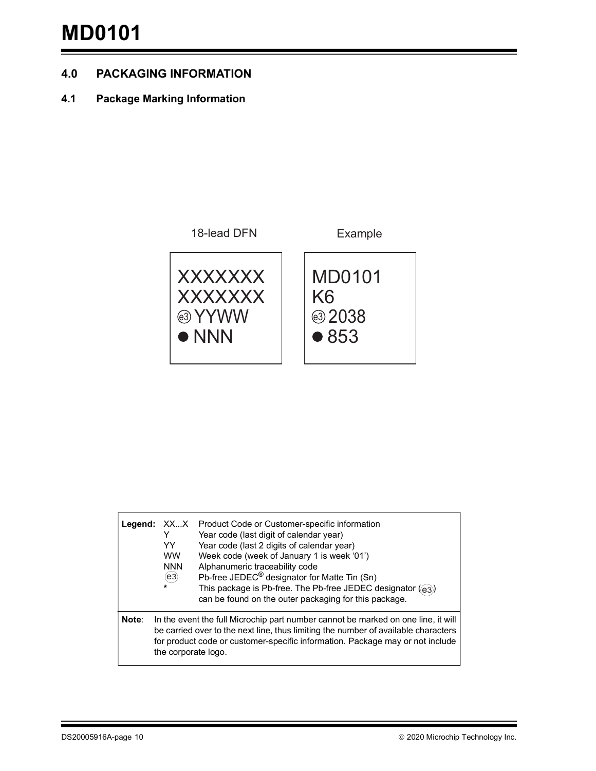## 4.0 PACKAGING INFORMATION

### 4.1 Package Marking Information

| 18-lead DFN | Example |
|---|---|
| XXXXXXX | MD0101 |
| XXXXXXX | K6 |
| (e3) YYWW | (e3) 2038 |
| ● NNN | ● 853 |

| **Legend:** | | |
|---|---|---|
| | XX...X | Product Code or Customer-specific information |
| | Y | Year code (last digit of calendar year) |
| | YY | Year code (last 2 digits of calendar year) |
| | WW | Week code (week of January 1 is week '01') |
| | NNN | Alphanumeric traceability code |
| | (e3) | Pb-free JEDEC® designator for Matte Tin (Sn) |
| | * | This package is Pb-free. The Pb-free JEDEC designator ((e3)) can be found on the outer packaging for this package. |

**Note**: In the event the full Microchip part number cannot be marked on one line, it will be carried over to the next line, thus limiting the number of available characters for product code or customer-specific information. Package may or not include the corporate logo.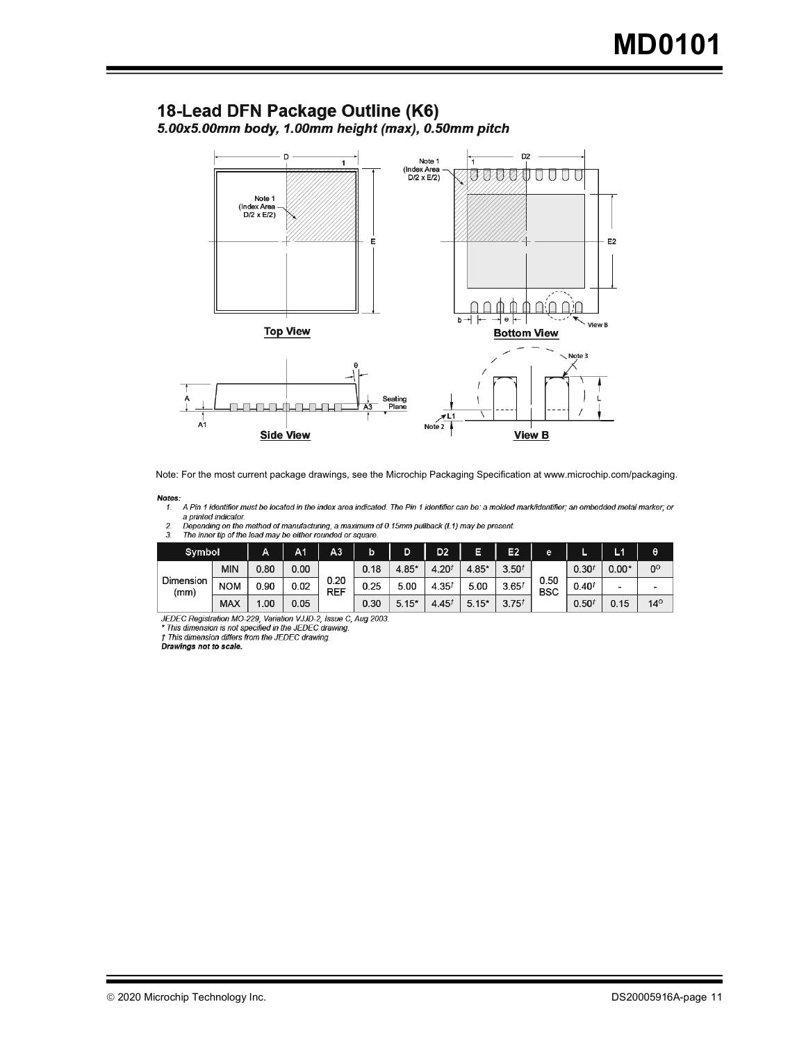## 18-Lead DFN Package Outline (K6)

*5.00x5.00mm body, 1.00mm height (max), 0.50mm pitch*

Note: For the most current package drawings, see the Microchip Packaging Specification at www.microchip.com/packaging.

***Notes:***

1. *A Pin 1 identifier must be located in the index area indicated. The Pin 1 identifier can be: a molded mark/identifier; an embedded metal marker; or a printed indicator.*
2. *Depending on the method of manufacturing, a maximum of 0.15mm pullback (L1) may be present.*
3. *The inner tip of the lead may be either rounded or square.*

| Symbol | | A | A1 | A3 | b | D | D2 | E | E2 | e | L | L1 | θ |
|---|---|---|---|---|---|---|---|---|---|---|---|---|---|
| Dimension (mm) | MIN | 0.80 | 0.00 | 0.20 REF | 0.18 | 4.85* | 4.20† | 4.85* | 3.50† | 0.50 BSC | 0.30† | 0.00* | 0° |
| | NOM | 0.90 | 0.02 | | 0.25 | 5.00 | 4.35† | 5.00 | 3.65† | | 0.40† | - | - |
| | MAX | 1.00 | 0.05 | | 0.30 | 5.15* | 4.45† | 5.15* | 3.75† | | 0.50† | 0.15 | 14° |

*JEDEC Registration MO-229, Variation VJJD-2, Issue C, Aug 2003.*
*\* This dimension is not specified in the JEDEC drawing.*
*† This dimension differs from the JEDEC drawing.*
***Drawings not to scale.***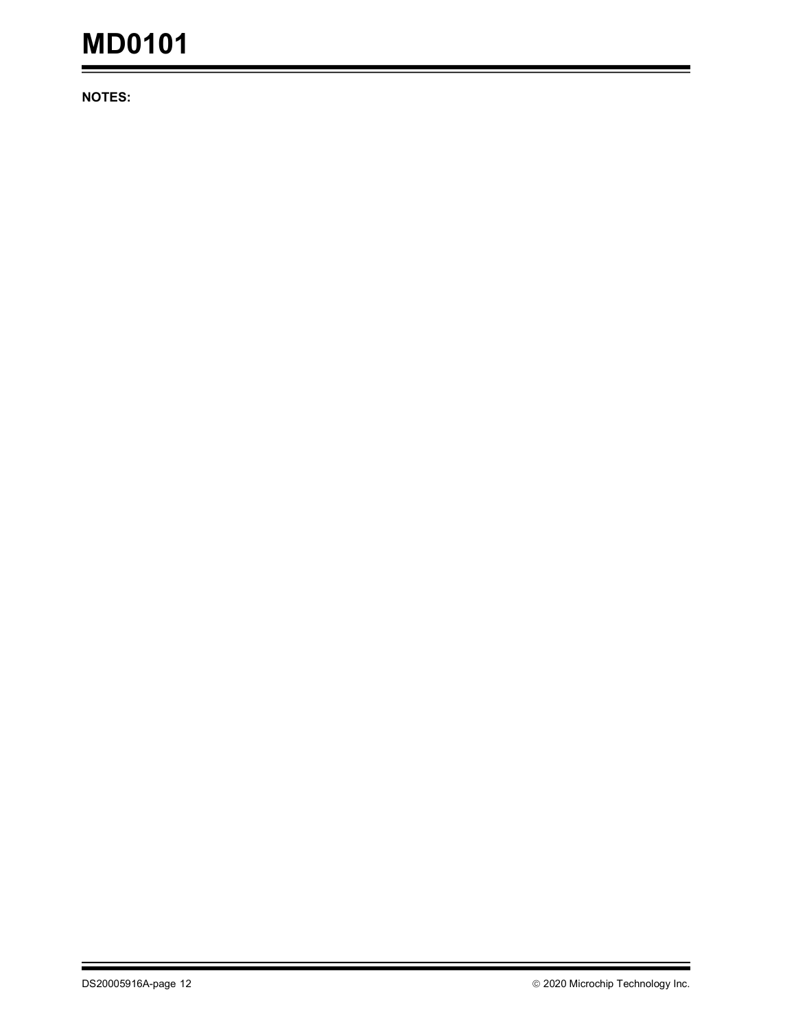NOTES: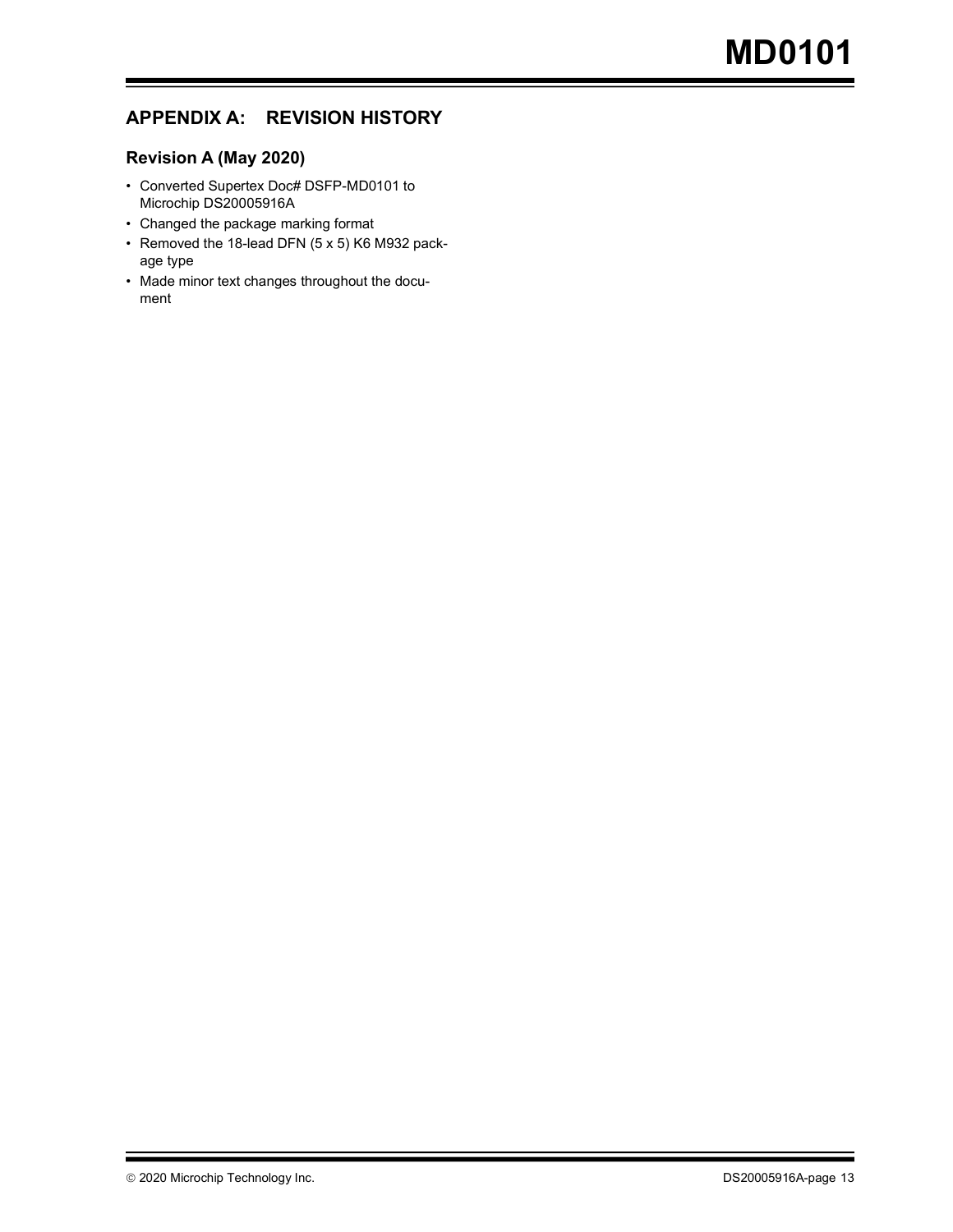## APPENDIX A: REVISION HISTORY

### Revision A (May 2020)

- Converted Supertex Doc# DSFP-MD0101 to Microchip DS20005916A
- Changed the package marking format
- Removed the 18-lead DFN (5 x 5) K6 M932 package type
- Made minor text changes throughout the document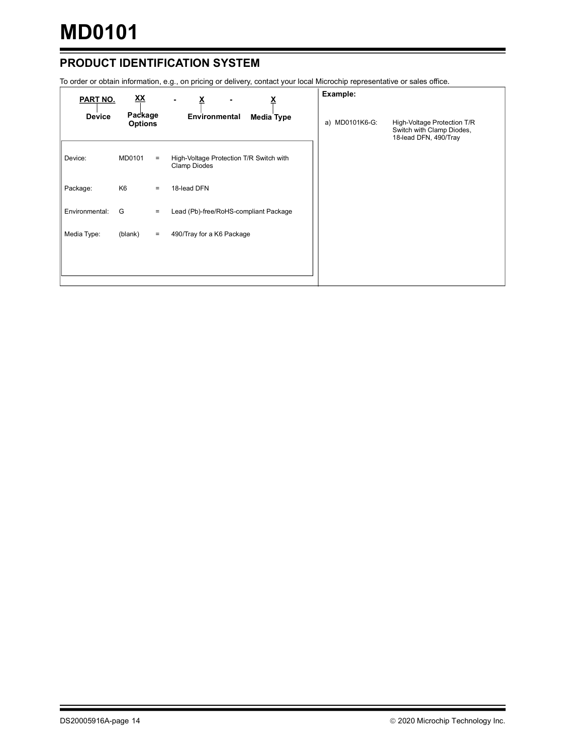## PRODUCT IDENTIFICATION SYSTEM

To order or obtain information, e.g., on pricing or delivery, contact your local Microchip representative or sales office.

| PART NO. | XX | - | X | - | X |
|---|---|---|---|---|---|
| Device | Package Options | | Environmental | | Media Type |

| | | | |
|---|---|---|---|
| Device: | MD0101 | = | High-Voltage Protection T/R Switch with Clamp Diodes |
| Package: | K6 | = | 18-lead DFN |
| Environmental: | G | = | Lead (Pb)-free/RoHS-compliant Package |
| Media Type: | (blank) | = | 490/Tray for a K6 Package |

**Example:**

a) MD0101K6-G: High-Voltage Protection T/R Switch with Clamp Diodes, 18-lead DFN, 490/Tray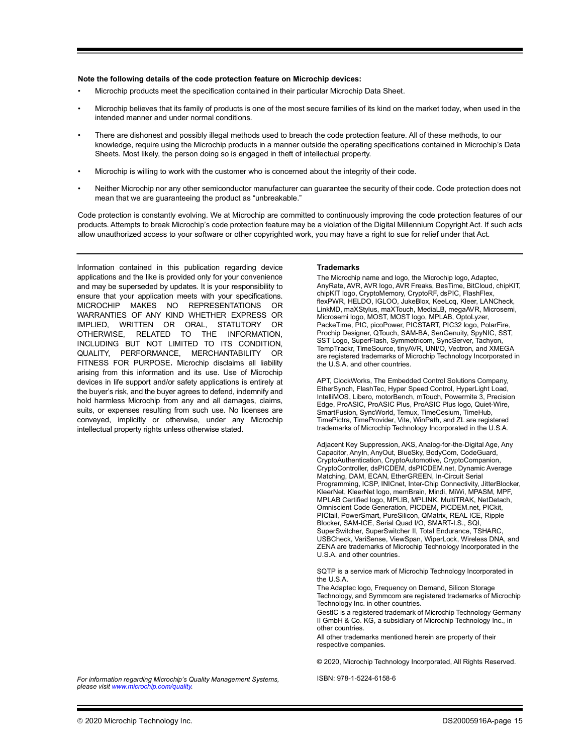**Note the following details of the code protection feature on Microchip devices:**

- Microchip products meet the specification contained in their particular Microchip Data Sheet.
- Microchip believes that its family of products is one of the most secure families of its kind on the market today, when used in the intended manner and under normal conditions.
- There are dishonest and possibly illegal methods used to breach the code protection feature. All of these methods, to our knowledge, require using the Microchip products in a manner outside the operating specifications contained in Microchip's Data Sheets. Most likely, the person doing so is engaged in theft of intellectual property.
- Microchip is willing to work with the customer who is concerned about the integrity of their code.
- Neither Microchip nor any other semiconductor manufacturer can guarantee the security of their code. Code protection does not mean that we are guaranteeing the product as "unbreakable."

Code protection is constantly evolving. We at Microchip are committed to continuously improving the code protection features of our products. Attempts to break Microchip's code protection feature may be a violation of the Digital Millennium Copyright Act. If such acts allow unauthorized access to your software or other copyrighted work, you may have a right to sue for relief under that Act.

---

Information contained in this publication regarding device applications and the like is provided only for your convenience and may be superseded by updates. It is your responsibility to ensure that your application meets with your specifications. MICROCHIP MAKES NO REPRESENTATIONS OR WARRANTIES OF ANY KIND WHETHER EXPRESS OR IMPLIED, WRITTEN OR ORAL, STATUTORY OR OTHERWISE, RELATED TO THE INFORMATION, INCLUDING BUT NOT LIMITED TO ITS CONDITION, QUALITY, PERFORMANCE, MERCHANTABILITY OR FITNESS FOR PURPOSE**.** Microchip disclaims all liability arising from this information and its use. Use of Microchip devices in life support and/or safety applications is entirely at the buyer's risk, and the buyer agrees to defend, indemnify and hold harmless Microchip from any and all damages, claims, suits, or expenses resulting from such use. No licenses are conveyed, implicitly or otherwise, under any Microchip intellectual property rights unless otherwise stated.

*For information regarding Microchip's Quality Management Systems, please visit www.microchip.com/quality.*

**Trademarks**

The Microchip name and logo, the Microchip logo, Adaptec, AnyRate, AVR, AVR logo, AVR Freaks, BesTime, BitCloud, chipKIT, chipKIT logo, CryptoMemory, CryptoRF, dsPIC, FlashFlex, flexPWR, HELDO, IGLOO, JukeBlox, KeeLoq, Kleer, LANCheck, LinkMD, maXStylus, maXTouch, MediaLB, megaAVR, Microsemi, Microsemi logo, MOST, MOST logo, MPLAB, OptoLyzer, PackeTime, PIC, picoPower, PICSTART, PIC32 logo, PolarFire, Prochip Designer, QTouch, SAM-BA, SenGenuity, SpyNIC, SST, SST Logo, SuperFlash, Symmetricom, SyncServer, Tachyon, TempTrackr, TimeSource, tinyAVR, UNI/O, Vectron, and XMEGA are registered trademarks of Microchip Technology Incorporated in the U.S.A. and other countries.

APT, ClockWorks, The Embedded Control Solutions Company, EtherSynch, FlashTec, Hyper Speed Control, HyperLight Load, IntelliMOS, Libero, motorBench, mTouch, Powermite 3, Precision Edge, ProASIC, ProASIC Plus, ProASIC Plus logo, Quiet-Wire, SmartFusion, SyncWorld, Temux, TimeCesium, TimeHub, TimePictra, TimeProvider, Vite, WinPath, and ZL are registered trademarks of Microchip Technology Incorporated in the U.S.A.

Adjacent Key Suppression, AKS, Analog-for-the-Digital Age, Any Capacitor, AnyIn, AnyOut, BlueSky, BodyCom, CodeGuard, CryptoAuthentication, CryptoAutomotive, CryptoCompanion, CryptoController, dsPICDEM, dsPICDEM.net, Dynamic Average Matching, DAM, ECAN, EtherGREEN, In-Circuit Serial Programming, ICSP, INICnet, Inter-Chip Connectivity, JitterBlocker, KleerNet, KleerNet logo, memBrain, Mindi, MiWi, MPASM, MPF, MPLAB Certified logo, MPLIB, MPLINK, MultiTRAK, NetDetach, Omniscient Code Generation, PICDEM, PICDEM.net, PICkit, PICtail, PowerSmart, PureSilicon, QMatrix, REAL ICE, Ripple Blocker, SAM-ICE, Serial Quad I/O, SMART-I.S., SQI, SuperSwitcher, SuperSwitcher II, Total Endurance, TSHARC, USBCheck, VariSense, ViewSpan, WiperLock, Wireless DNA, and ZENA are trademarks of Microchip Technology Incorporated in the U.S.A. and other countries.

SQTP is a service mark of Microchip Technology Incorporated in the U.S.A.

The Adaptec logo, Frequency on Demand, Silicon Storage Technology, and Symmcom are registered trademarks of Microchip Technology Inc. in other countries.

GestIC is a registered trademark of Microchip Technology Germany II GmbH & Co. KG, a subsidiary of Microchip Technology Inc., in other countries.

All other trademarks mentioned herein are property of their respective companies.

© 2020, Microchip Technology Incorporated, All Rights Reserved.

ISBN: 978-1-5224-6158-6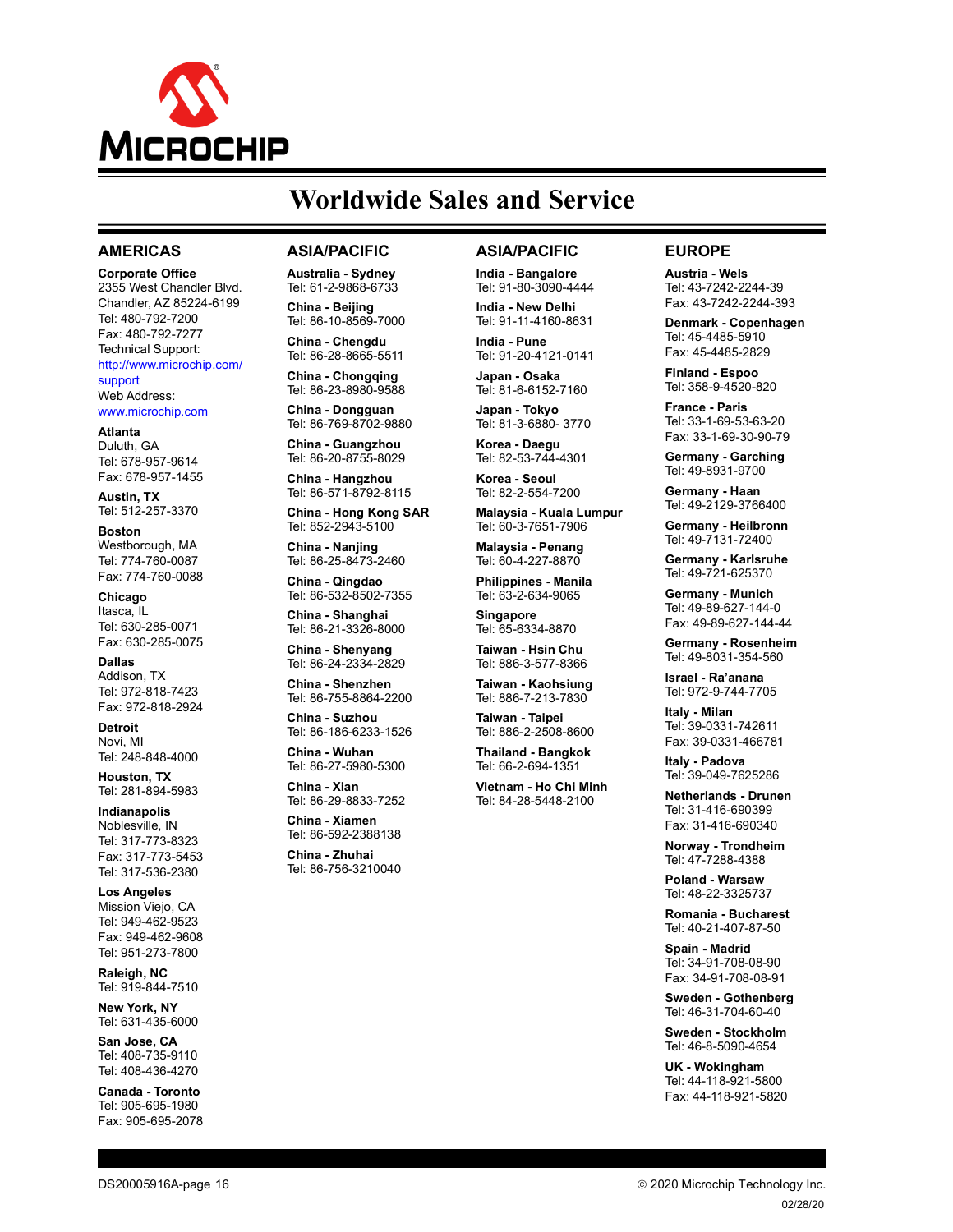# Worldwide Sales and Service

## AMERICAS

**Corporate Office**
2355 West Chandler Blvd.
Chandler, AZ 85224-6199
Tel: 480-792-7200
Fax: 480-792-7277
Technical Support:
http://www.microchip.com/support
Web Address:
www.microchip.com

**Atlanta**
Duluth, GA
Tel: 678-957-9614
Fax: 678-957-1455

**Austin, TX**
Tel: 512-257-3370

**Boston**
Westborough, MA
Tel: 774-760-0087
Fax: 774-760-0088

**Chicago**
Itasca, IL
Tel: 630-285-0071
Fax: 630-285-0075

**Dallas**
Addison, TX
Tel: 972-818-7423
Fax: 972-818-2924

**Detroit**
Novi, MI
Tel: 248-848-4000

**Houston, TX**
Tel: 281-894-5983

**Indianapolis**
Noblesville, IN
Tel: 317-773-8323
Fax: 317-773-5453
Tel: 317-536-2380

**Los Angeles**
Mission Viejo, CA
Tel: 949-462-9523
Fax: 949-462-9608
Tel: 951-273-7800

**Raleigh, NC**
Tel: 919-844-7510

**New York, NY**
Tel: 631-435-6000

**San Jose, CA**
Tel: 408-735-9110
Tel: 408-436-4270

**Canada - Toronto**
Tel: 905-695-1980
Fax: 905-695-2078

## ASIA/PACIFIC

**Australia - Sydney**
Tel: 61-2-9868-6733

**China - Beijing**
Tel: 86-10-8569-7000

**China - Chengdu**
Tel: 86-28-8665-5511

**China - Chongqing**
Tel: 86-23-8980-9588

**China - Dongguan**
Tel: 86-769-8702-9880

**China - Guangzhou**
Tel: 86-20-8755-8029

**China - Hangzhou**
Tel: 86-571-8792-8115

**China - Hong Kong SAR**
Tel: 852-2943-5100

**China - Nanjing**
Tel: 86-25-8473-2460

**China - Qingdao**
Tel: 86-532-8502-7355

**China - Shanghai**
Tel: 86-21-3326-8000

**China - Shenyang**
Tel: 86-24-2334-2829

**China - Shenzhen**
Tel: 86-755-8864-2200

**China - Suzhou**
Tel: 86-186-6233-1526

**China - Wuhan**
Tel: 86-27-5980-5300

**China - Xian**
Tel: 86-29-8833-7252

**China - Xiamen**
Tel: 86-592-2388138

**China - Zhuhai**
Tel: 86-756-3210040

## ASIA/PACIFIC

**India - Bangalore**
Tel: 91-80-3090-4444

**India - New Delhi**
Tel: 91-11-4160-8631

**India - Pune**
Tel: 91-20-4121-0141

**Japan - Osaka**
Tel: 81-6-6152-7160

**Japan - Tokyo**
Tel: 81-3-6880- 3770

**Korea - Daegu**
Tel: 82-53-744-4301

**Korea - Seoul**
Tel: 82-2-554-7200

**Malaysia - Kuala Lumpur**
Tel: 60-3-7651-7906

**Malaysia - Penang**
Tel: 60-4-227-8870

**Philippines - Manila**
Tel: 63-2-634-9065

**Singapore**
Tel: 65-6334-8870

**Taiwan - Hsin Chu**
Tel: 886-3-577-8366

**Taiwan - Kaohsiung**
Tel: 886-7-213-7830

**Taiwan - Taipei**
Tel: 886-2-2508-8600

**Thailand - Bangkok**
Tel: 66-2-694-1351

**Vietnam - Ho Chi Minh**
Tel: 84-28-5448-2100

## EUROPE

**Austria - Wels**
Tel: 43-7242-2244-39
Fax: 43-7242-2244-393

**Denmark - Copenhagen**
Tel: 45-4485-5910
Fax: 45-4485-2829

**Finland - Espoo**
Tel: 358-9-4520-820

**France - Paris**
Tel: 33-1-69-53-63-20
Fax: 33-1-69-30-90-79

**Germany - Garching**
Tel: 49-8931-9700

**Germany - Haan**
Tel: 49-2129-3766400

**Germany - Heilbronn**
Tel: 49-7131-72400

**Germany - Karlsruhe**
Tel: 49-721-625370

**Germany - Munich**
Tel: 49-89-627-144-0
Fax: 49-89-627-144-44

**Germany - Rosenheim**
Tel: 49-8031-354-560

**Israel - Ra'anana**
Tel: 972-9-744-7705

**Italy - Milan**
Tel: 39-0331-742611
Fax: 39-0331-466781

**Italy - Padova**
Tel: 39-049-7625286

**Netherlands - Drunen**
Tel: 31-416-690399
Fax: 31-416-690340

**Norway - Trondheim**
Tel: 47-7288-4388

**Poland - Warsaw**
Tel: 48-22-3325737

**Romania - Bucharest**
Tel: 40-21-407-87-50

**Spain - Madrid**
Tel: 34-91-708-08-90
Fax: 34-91-708-08-91

**Sweden - Gothenberg**
Tel: 46-31-704-60-40

**Sweden - Stockholm**
Tel: 46-8-5090-4654

**UK - Wokingham**
Tel: 44-118-921-5800
Fax: 44-118-921-5820

DS20005916A-page 16 © 2020 Microchip Technology Inc.

02/28/20